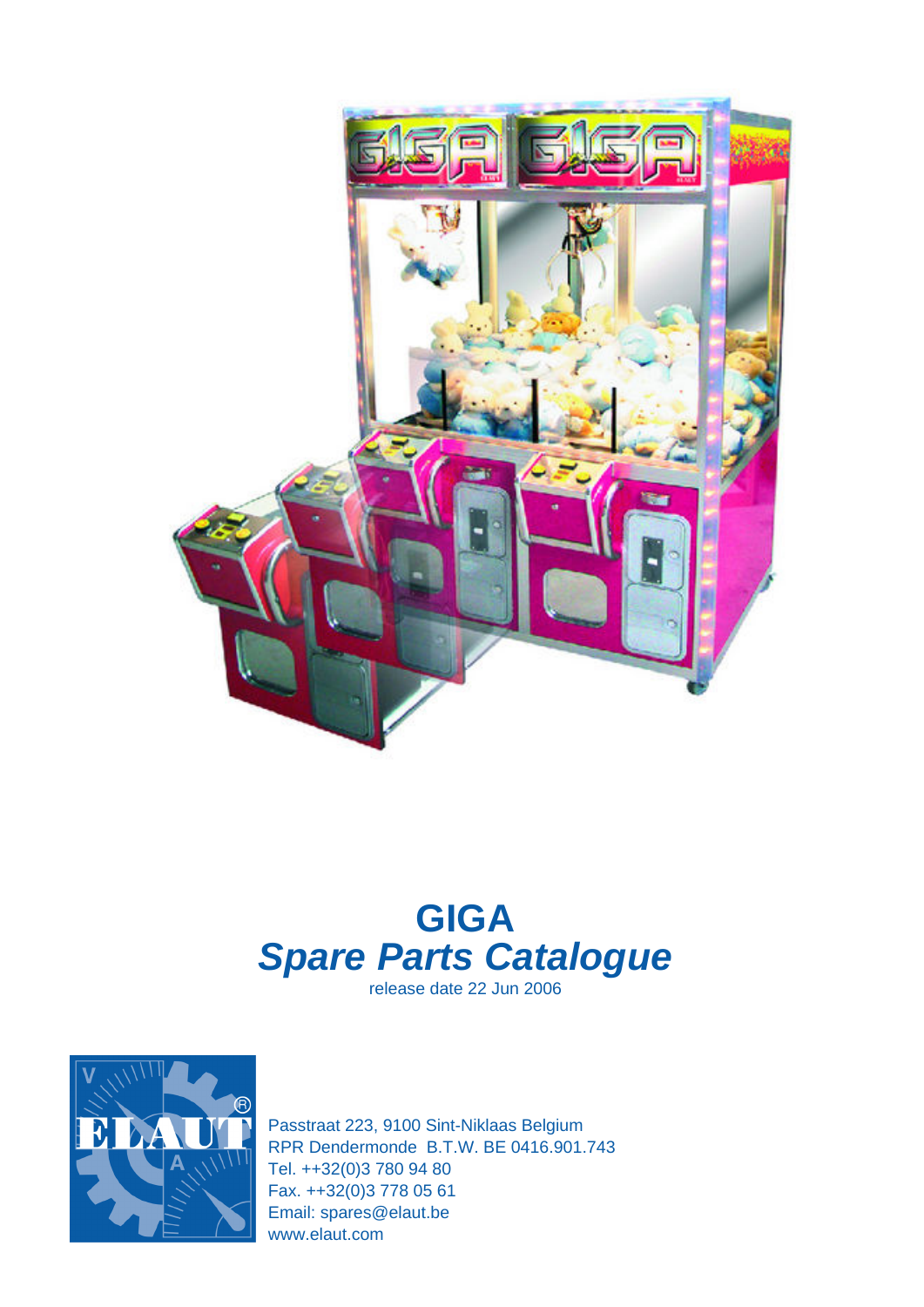# GIGA

## *Spare Parts Catalogue*

release date 22 Jun 2006

Passtraat 223, 9100 Sint-Niklaas Belgium
RPR Dendermonde B.T.W. BE 0416.901.743
Tel. ++32(0)3 780 94 80
Fax. ++32(0)3 778 05 61
Email: spares@elaut.be
www.elaut.com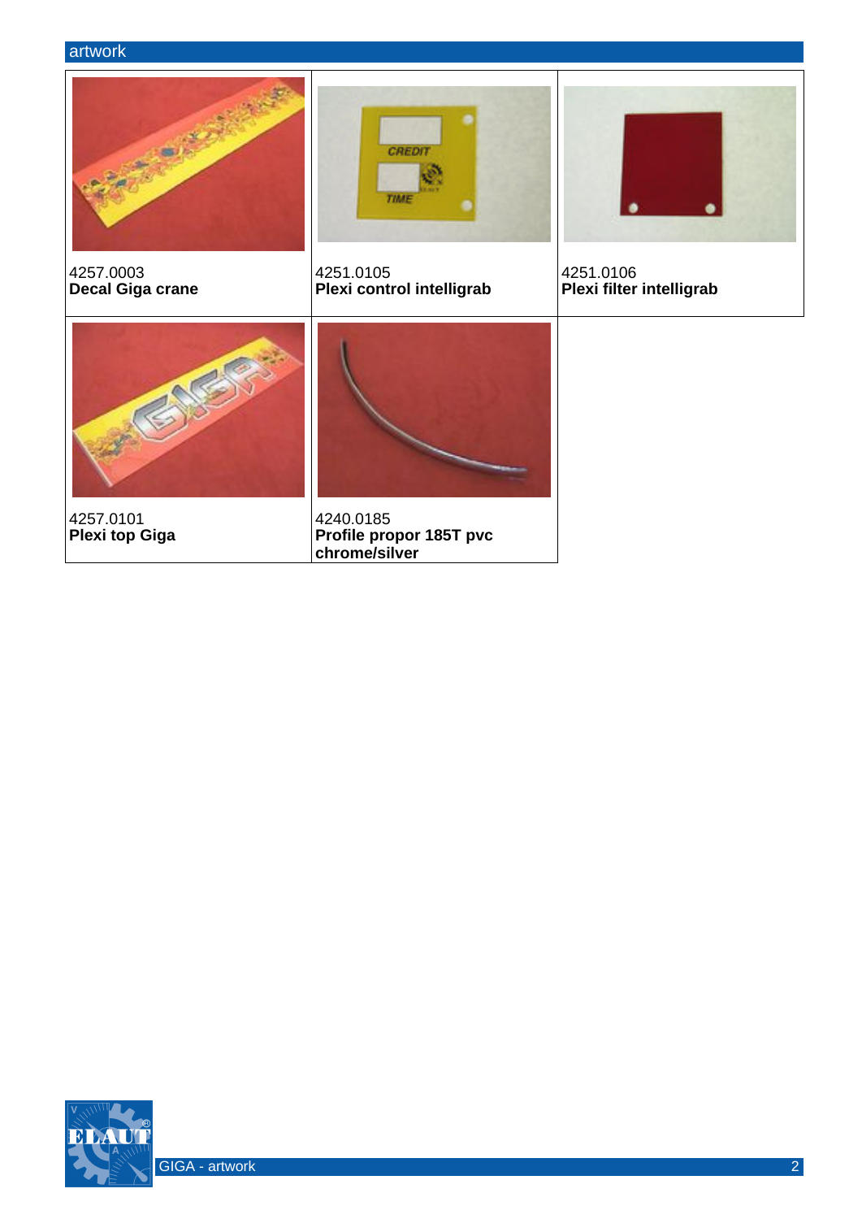## artwork

| | | |
|---|---|---|
| 4257.0003<br>**Decal Giga crane** | 4251.0105<br>**Plexi control intelligrab** | 4251.0106<br>**Plexi filter intelligrab** |
| 4257.0101<br>**Plexi top Giga** | 4240.0185<br>**Profile propor 185T pvc chrome/silver** | |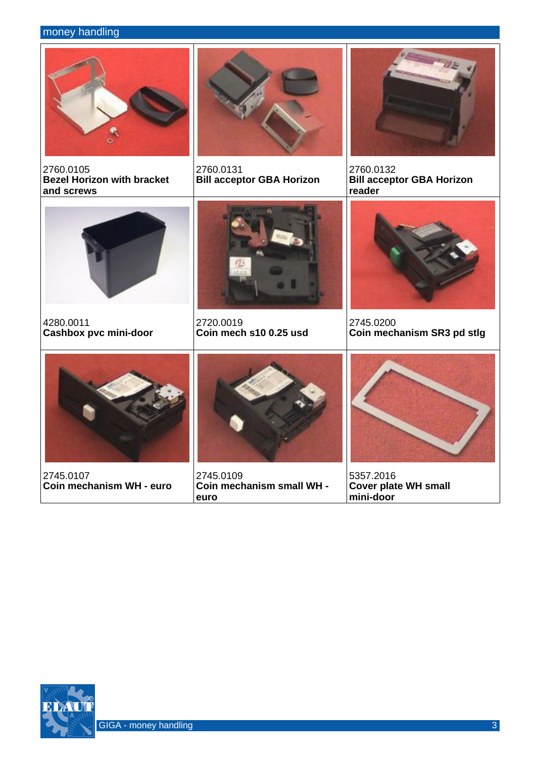# money handling

| | | |
|---|---|---|
| 2760.0105<br>**Bezel Horizon with bracket and screws** | 2760.0131<br>**Bill acceptor GBA Horizon** | 2760.0132<br>**Bill acceptor GBA Horizon reader** |
| 4280.0011<br>**Cashbox pvc mini-door** | 2720.0019<br>**Coin mech s10 0.25 usd** | 2745.0200<br>**Coin mechanism SR3 pd stlg** |
| 2745.0107<br>**Coin mechanism WH - euro** | 2745.0109<br>**Coin mechanism small WH - euro** | 5357.2016<br>**Cover plate WH small mini-door** |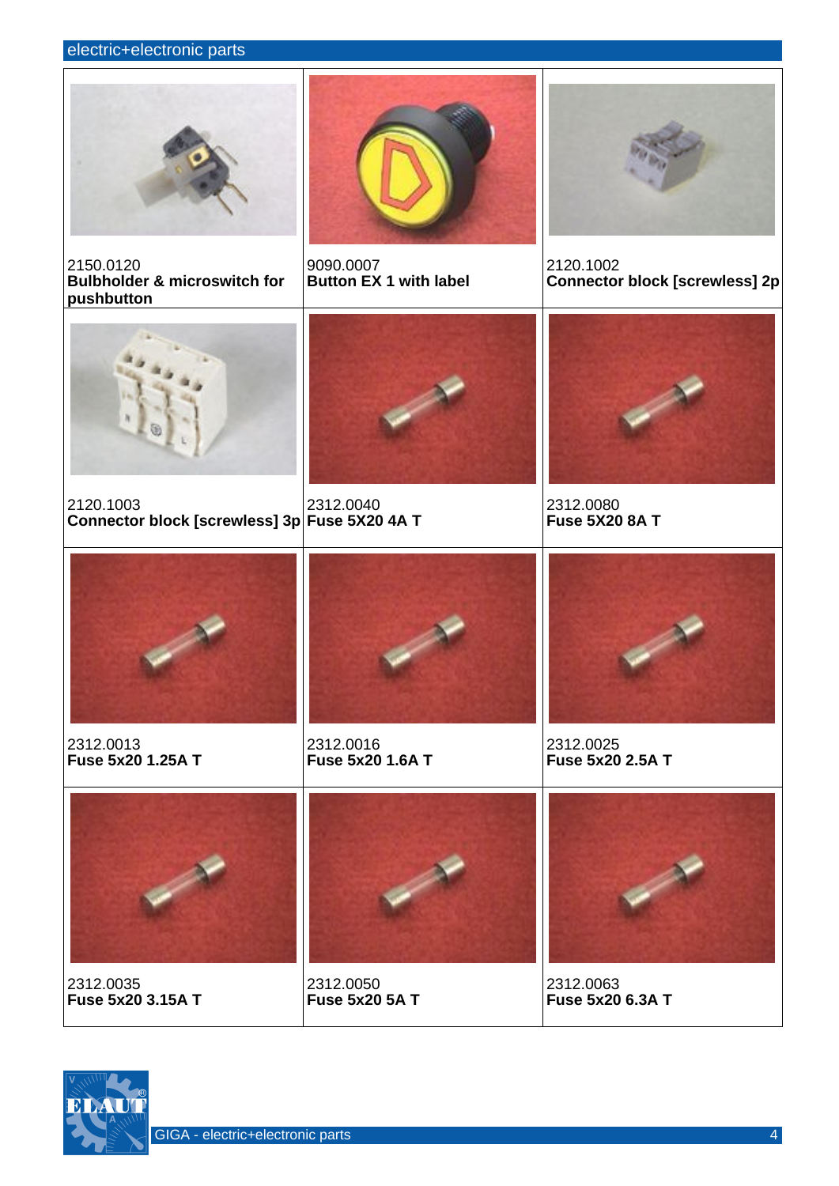## electric+electronic parts

| | | |
|---|---|---|
| 2150.0120<br>**Bulbholder & microswitch for pushbutton** | 9090.0007<br>**Button EX 1 with label** | 2120.1002<br>**Connector block [screwless] 2p** |
| 2120.1003<br>**Connector block [screwless] 3p** | 2312.0040<br>**Fuse 5X20 4A T** | 2312.0080<br>**Fuse 5X20 8A T** |
| 2312.0013<br>**Fuse 5x20 1.25A T** | 2312.0016<br>**Fuse 5x20 1.6A T** | 2312.0025<br>**Fuse 5x20 2.5A T** |
| 2312.0035<br>**Fuse 5x20 3.15A T** | 2312.0050<br>**Fuse 5x20 5A T** | 2312.0063<br>**Fuse 5x20 6.3A T** |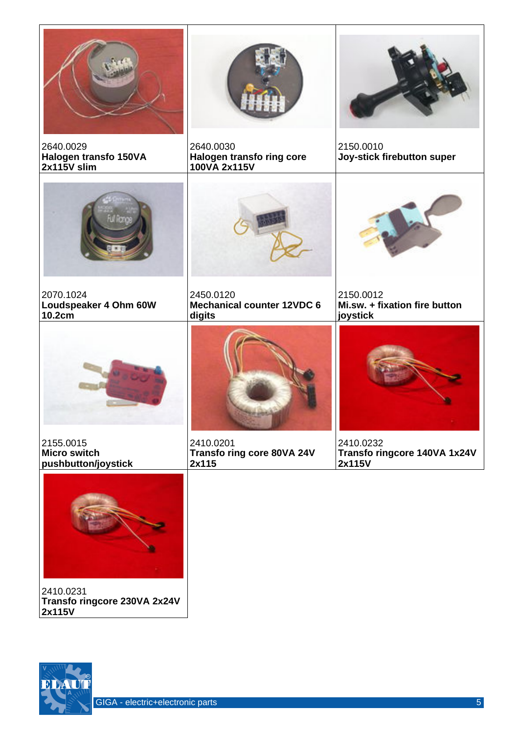| | | |
|---|---|---|
| 2640.0029<br>**Halogen transfo 150VA 2x115V slim** | 2640.0030<br>**Halogen transfo ring core 100VA 2x115V** | 2150.0010<br>**Joy-stick firebutton super** |
| 2070.1024<br>**Loudspeaker 4 Ohm 60W 10.2cm** | 2450.0120<br>**Mechanical counter 12VDC 6 digits** | 2150.0012<br>**Mi.sw. + fixation fire button joystick** |
| 2155.0015<br>**Micro switch pushbutton/joystick** | 2410.0201<br>**Transfo ring core 80VA 24V 2x115** | 2410.0232<br>**Transfo ringcore 140VA 1x24V 2x115V** |
| 2410.0231<br>**Transfo ringcore 230VA 2x24V 2x115V** | | |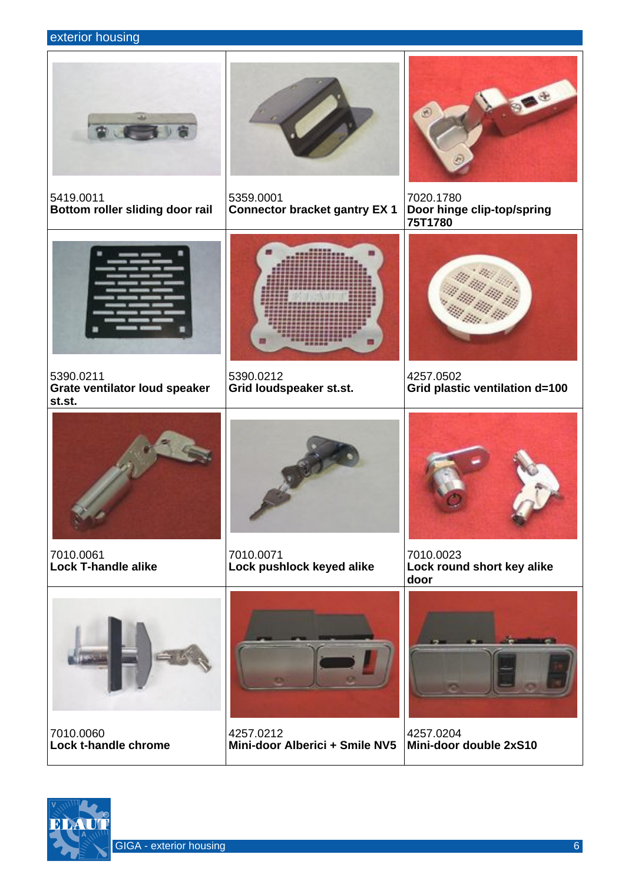## exterior housing

| | | |
|---|---|---|
| 5419.0011<br>**Bottom roller sliding door rail** | 5359.0001<br>**Connector bracket gantry EX 1** | 7020.1780<br>**Door hinge clip-top/spring 75T1780** |
| 5390.0211<br>**Grate ventilator loud speaker st.st.** | 5390.0212<br>**Grid loudspeaker st.st.** | 4257.0502<br>**Grid plastic ventilation d=100** |
| 7010.0061<br>**Lock T-handle alike** | 7010.0071<br>**Lock pushlock keyed alike** | 7010.0023<br>**Lock round short key alike door** |
| 7010.0060<br>**Lock t-handle chrome** | 4257.0212<br>**Mini-door Alberici + Smile NV5** | 4257.0204<br>**Mini-door double 2xS10** |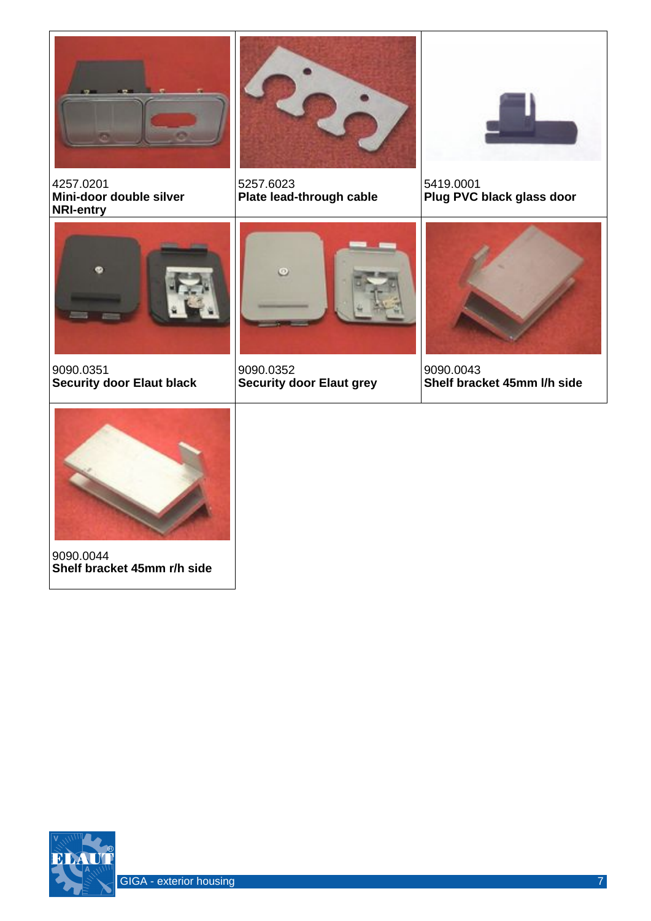| | | |
|---|---|---|
| 4257.0201<br>**Mini-door double silver NRI-entry** | 5257.6023<br>**Plate lead-through cable** | 5419.0001<br>**Plug PVC black glass door** |
| 9090.0351<br>**Security door Elaut black** | 9090.0352<br>**Security door Elaut grey** | 9090.0043<br>**Shelf bracket 45mm l/h side** |
| 9090.0044<br>**Shelf bracket 45mm r/h side** | | |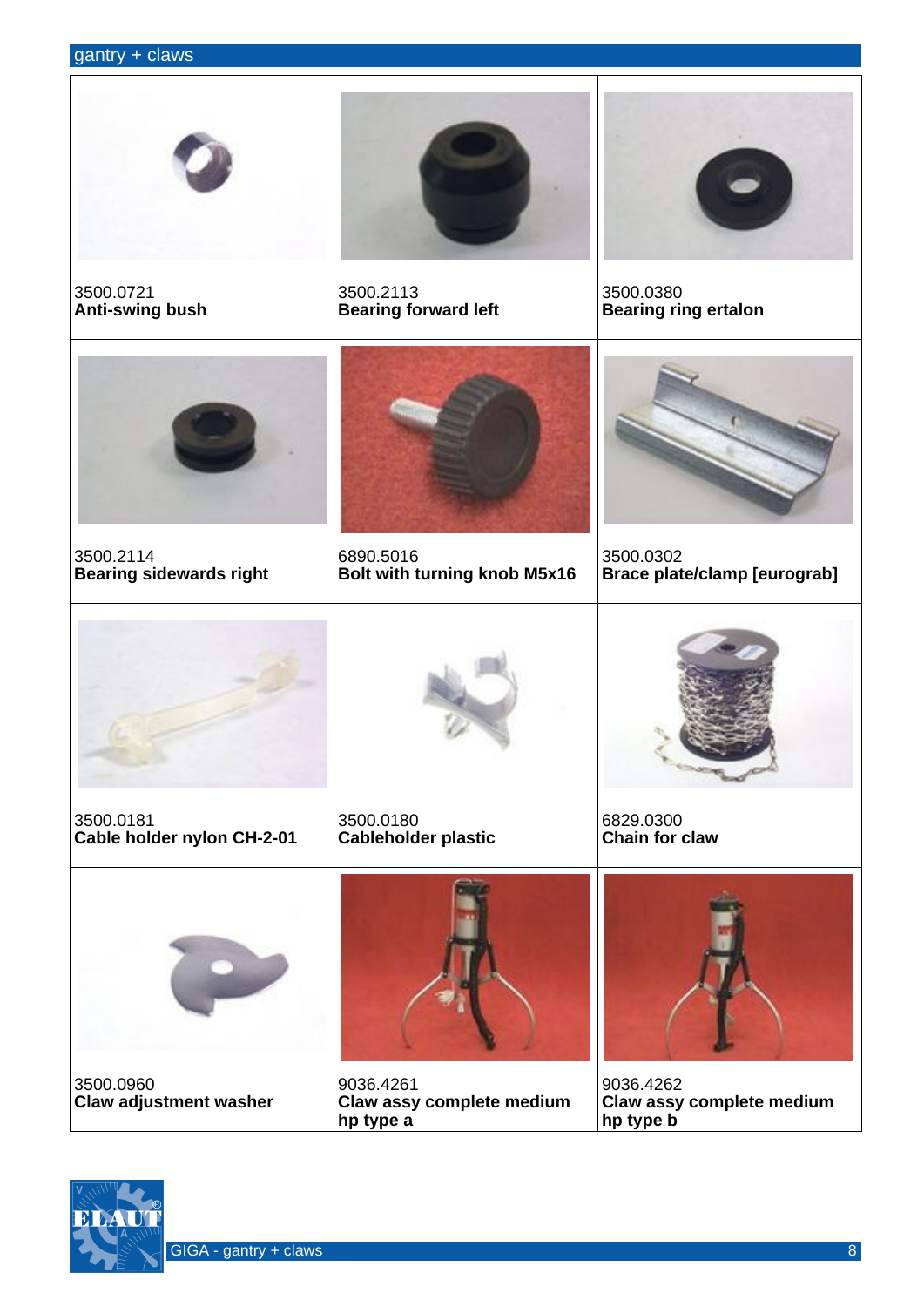## gantry + claws

| | | |
|---|---|---|
| 3500.0721<br>**Anti-swing bush** | 3500.2113<br>**Bearing forward left** | 3500.0380<br>**Bearing ring ertalon** |
| 3500.2114<br>**Bearing sidewards right** | 6890.5016<br>**Bolt with turning knob M5x16** | 3500.0302<br>**Brace plate/clamp [eurograb]** |
| 3500.0181<br>**Cable holder nylon CH-2-01** | 3500.0180<br>**Cableholder plastic** | 6829.0300<br>**Chain for claw** |
| 3500.0960<br>**Claw adjustment washer** | 9036.4261<br>**Claw assy complete medium hp type a** | 9036.4262<br>**Claw assy complete medium hp type b** |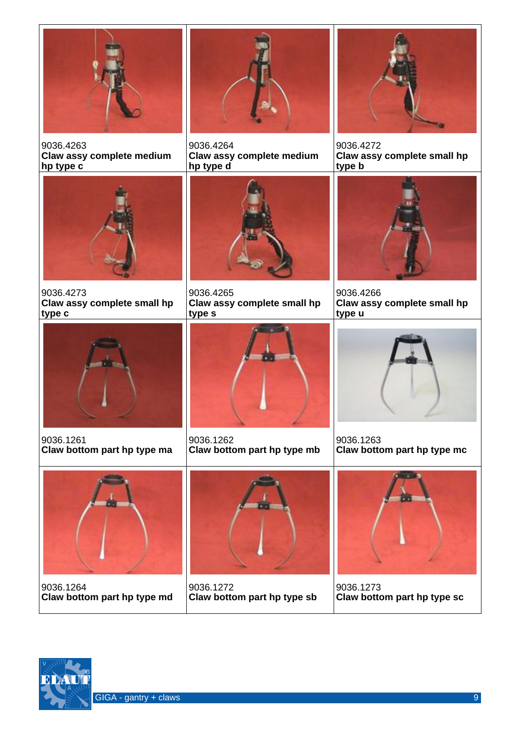| | | |
|---|---|---|
| 9036.4263<br>**Claw assy complete medium hp type c** | 9036.4264<br>**Claw assy complete medium hp type d** | 9036.4272<br>**Claw assy complete small hp type b** |
| 9036.4273<br>**Claw assy complete small hp type c** | 9036.4265<br>**Claw assy complete small hp type s** | 9036.4266<br>**Claw assy complete small hp type u** |
| 9036.1261<br>**Claw bottom part hp type ma** | 9036.1262<br>**Claw bottom part hp type mb** | 9036.1263<br>**Claw bottom part hp type mc** |
| 9036.1264<br>**Claw bottom part hp type md** | 9036.1272<br>**Claw bottom part hp type sb** | 9036.1273<br>**Claw bottom part hp type sc** |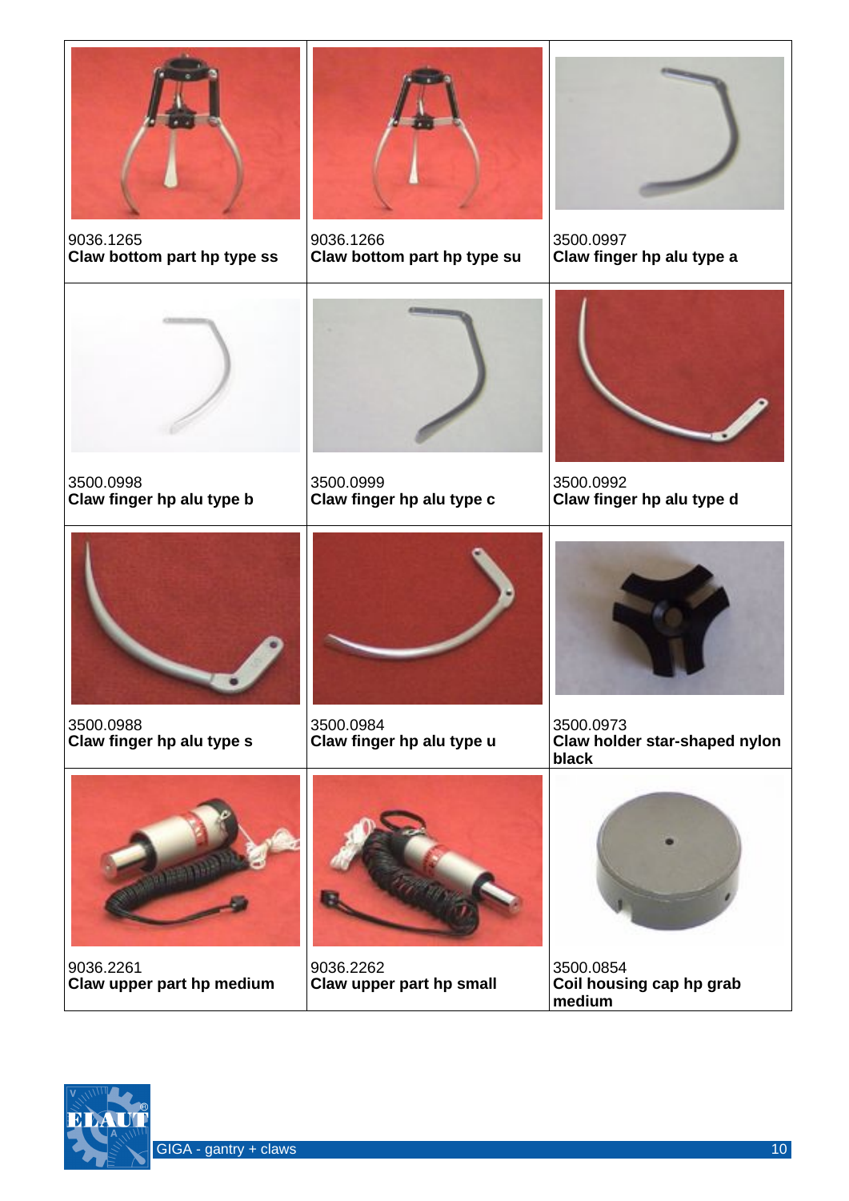| | | |
|---|---|---|
| 9036.1265<br>**Claw bottom part hp type ss** | 9036.1266<br>**Claw bottom part hp type su** | 3500.0997<br>**Claw finger hp alu type a** |
| 3500.0998<br>**Claw finger hp alu type b** | 3500.0999<br>**Claw finger hp alu type c** | 3500.0992<br>**Claw finger hp alu type d** |
| 3500.0988<br>**Claw finger hp alu type s** | 3500.0984<br>**Claw finger hp alu type u** | 3500.0973<br>**Claw holder star-shaped nylon black** |
| 9036.2261<br>**Claw upper part hp medium** | 9036.2262<br>**Claw upper part hp small** | 3500.0854<br>**Coil housing cap hp grab medium** |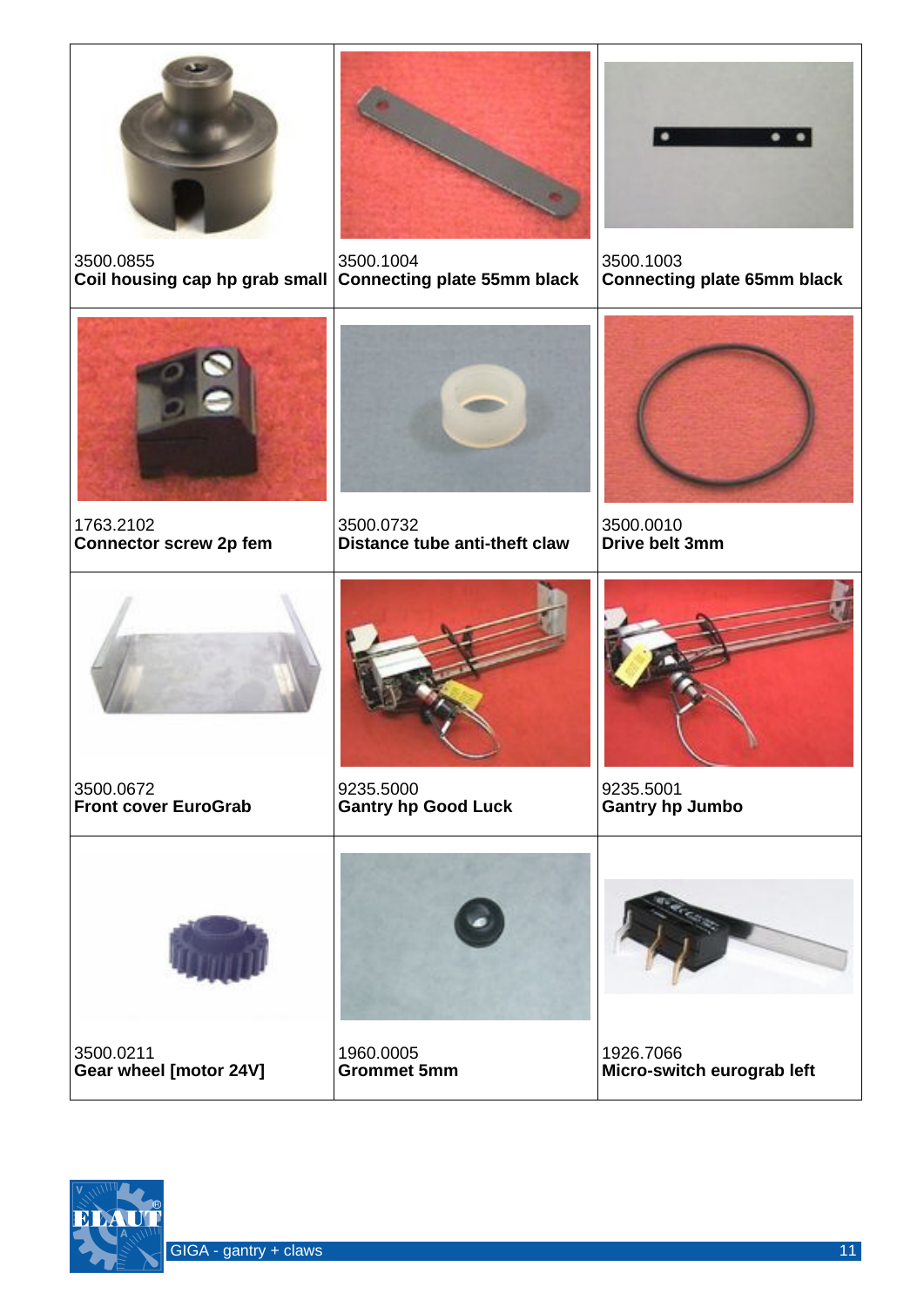| | | |
|---|---|---|
| 3500.0855<br>**Coil housing cap hp grab small** | 3500.1004<br>**Connecting plate 55mm black** | 3500.1003<br>**Connecting plate 65mm black** |
| 1763.2102<br>**Connector screw 2p fem** | 3500.0732<br>**Distance tube anti-theft claw** | 3500.0010<br>**Drive belt 3mm** |
| 3500.0672<br>**Front cover EuroGrab** | 9235.5000<br>**Gantry hp Good Luck** | 9235.5001<br>**Gantry hp Jumbo** |
| 3500.0211<br>**Gear wheel [motor 24V]** | 1960.0005<br>**Grommet 5mm** | 1926.7066<br>**Micro-switch eurograb left** |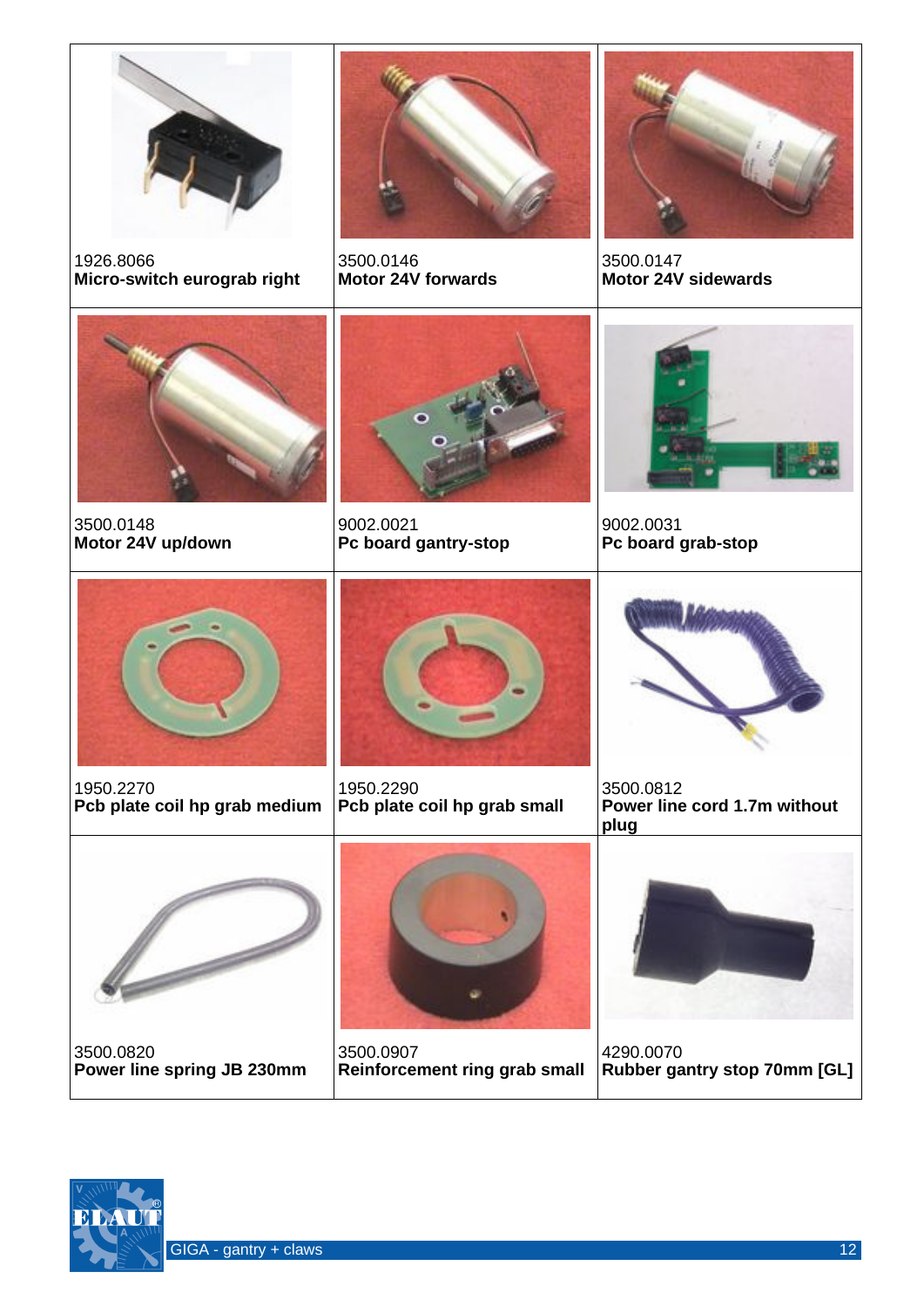| | | |
|---|---|---|
| 1926.8066<br>**Micro-switch eurograb right** | 3500.0146<br>**Motor 24V forwards** | 3500.0147<br>**Motor 24V sidewards** |
| 3500.0148<br>**Motor 24V up/down** | 9002.0021<br>**Pc board gantry-stop** | 9002.0031<br>**Pc board grab-stop** |
| 1950.2270<br>**Pcb plate coil hp grab medium** | 1950.2290<br>**Pcb plate coil hp grab small** | 3500.0812<br>**Power line cord 1.7m without plug** |
| 3500.0820<br>**Power line spring JB 230mm** | 3500.0907<br>**Reinforcement ring grab small** | 4290.0070<br>**Rubber gantry stop 70mm [GL]** |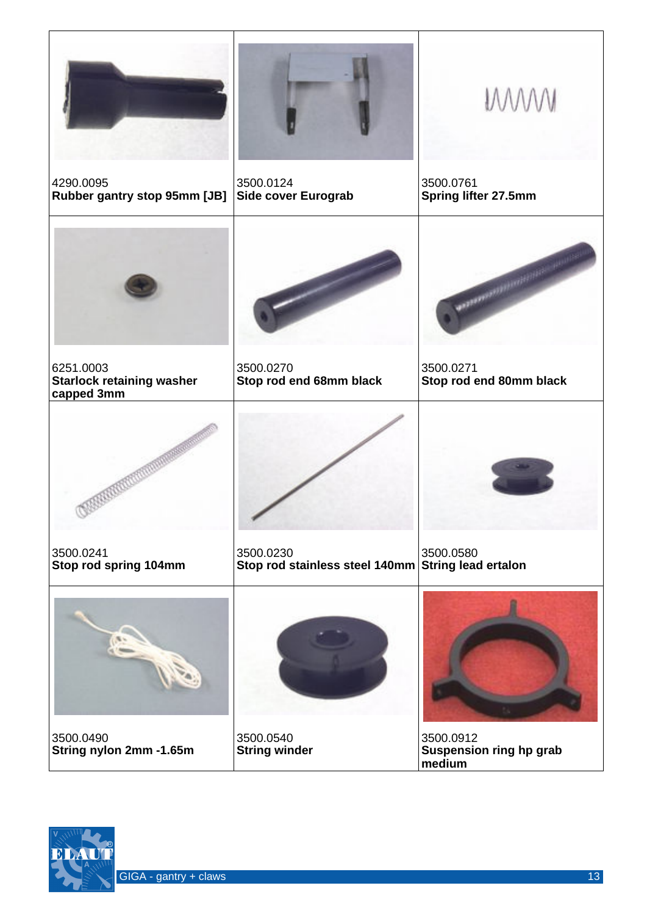| | | |
|---|---|---|
| 4290.0095<br>**Rubber gantry stop 95mm [JB]** | 3500.0124<br>**Side cover Eurograb** | 3500.0761<br>**Spring lifter 27.5mm** |
| 6251.0003<br>**Starlock retaining washer capped 3mm** | 3500.0270<br>**Stop rod end 68mm black** | 3500.0271<br>**Stop rod end 80mm black** |
| 3500.0241<br>**Stop rod spring 104mm** | 3500.0230<br>**Stop rod stainless steel 140mm** | 3500.0580<br>**String lead ertalon** |
| 3500.0490<br>**String nylon 2mm -1.65m** | 3500.0540<br>**String winder** | 3500.0912<br>**Suspension ring hp grab medium** |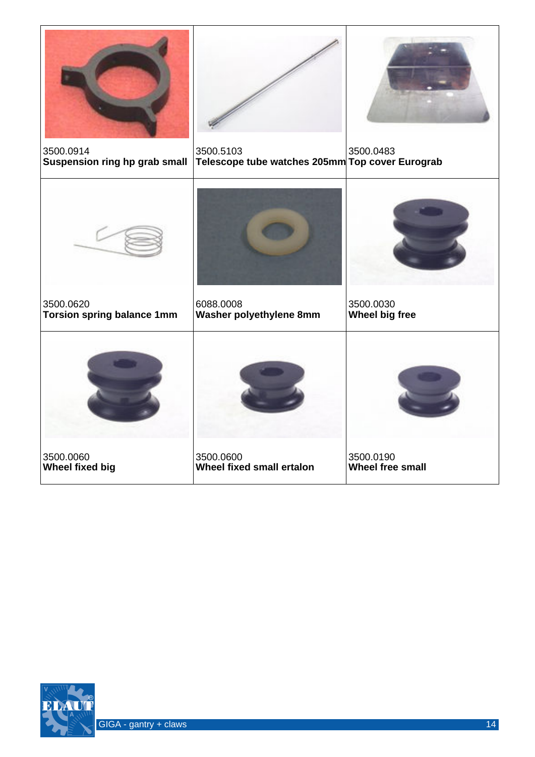| | | |
|---|---|---|
| 3500.0914<br>**Suspension ring hp grab small** | 3500.5103<br>**Telescope tube watches 205mm** | 3500.0483<br>**Top cover Eurograb** |
| 3500.0620<br>**Torsion spring balance 1mm** | 6088.0008<br>**Washer polyethylene 8mm** | 3500.0030<br>**Wheel big free** |
| 3500.0060<br>**Wheel fixed big** | 3500.0600<br>**Wheel fixed small ertalon** | 3500.0190<br>**Wheel free small** |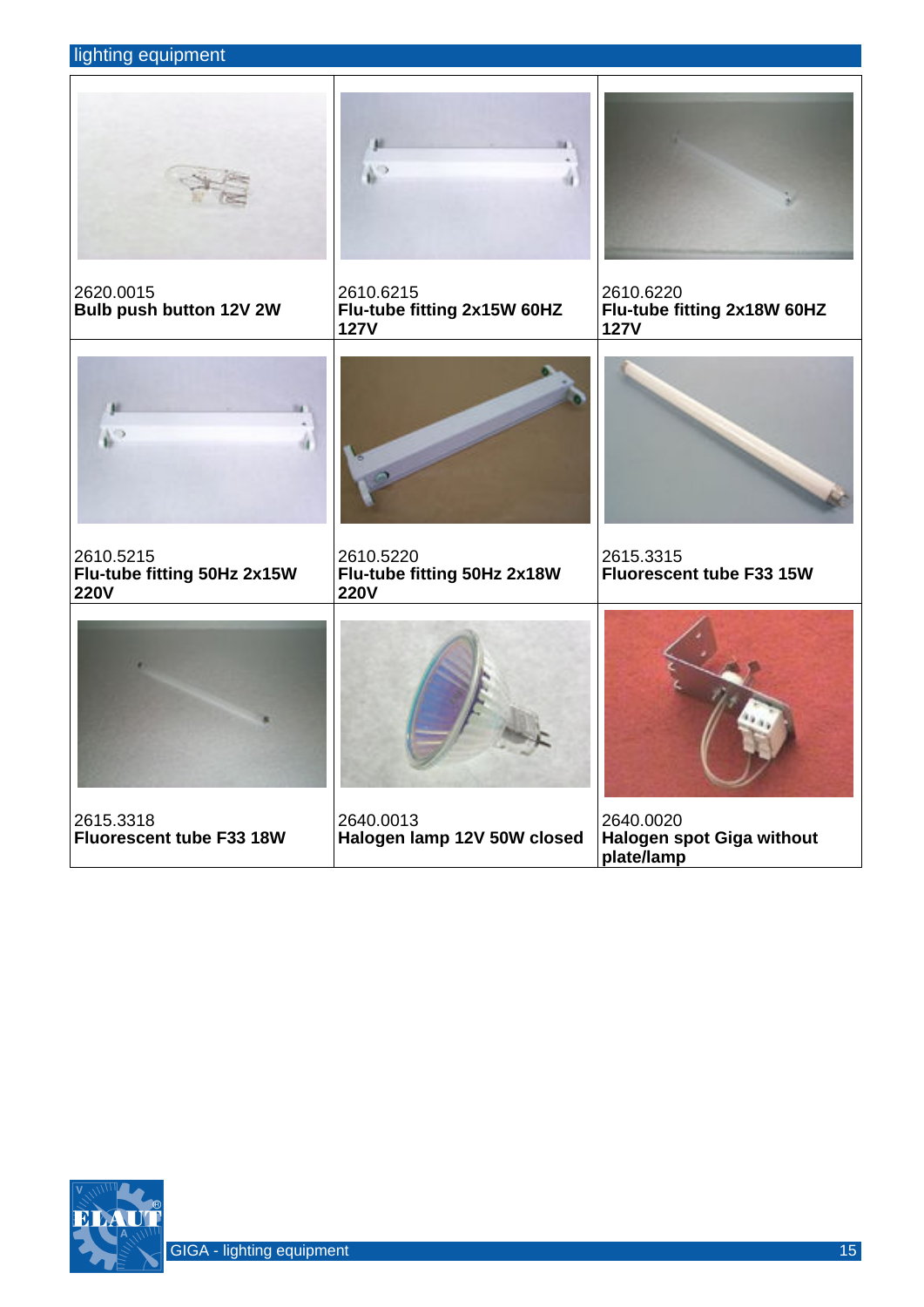## lighting equipment

| | | |
|---|---|---|
| 2620.0015<br>**Bulb push button 12V 2W** | 2610.6215<br>**Flu-tube fitting 2x15W 60HZ 127V** | 2610.6220<br>**Flu-tube fitting 2x18W 60HZ 127V** |
| 2610.5215<br>**Flu-tube fitting 50Hz 2x15W 220V** | 2610.5220<br>**Flu-tube fitting 50Hz 2x18W 220V** | 2615.3315<br>**Fluorescent tube F33 15W** |
| 2615.3318<br>**Fluorescent tube F33 18W** | 2640.0013<br>**Halogen lamp 12V 50W closed** | 2640.0020<br>**Halogen spot Giga without plate/lamp** |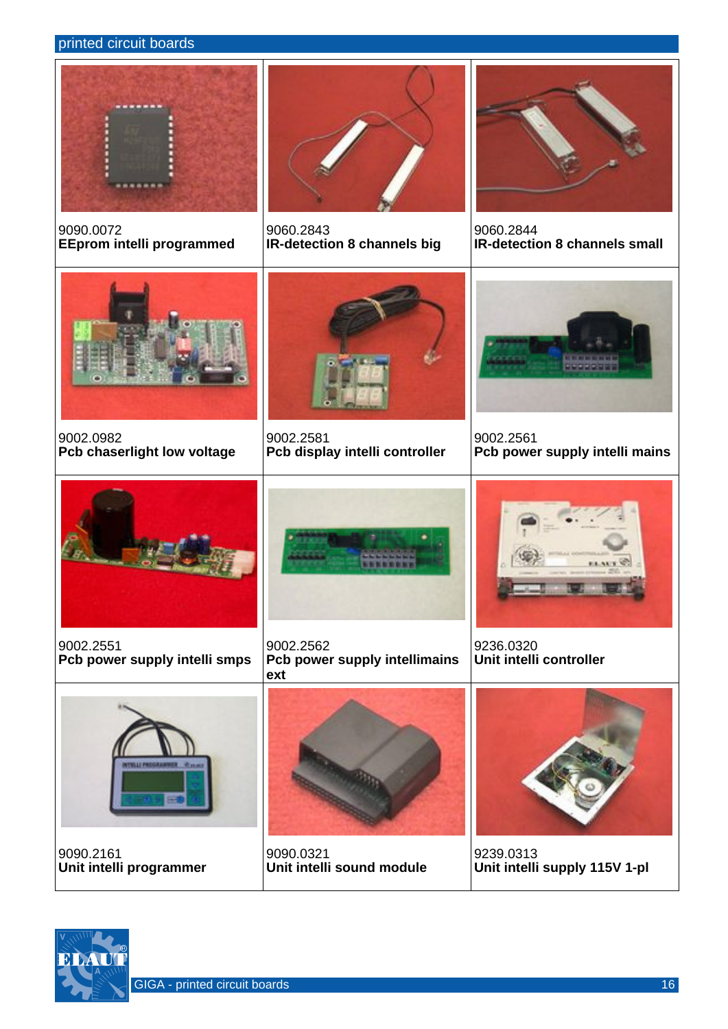## printed circuit boards

| | | |
|---|---|---|
| 9090.0072<br>**EEprom intelli programmed** | 9060.2843<br>**IR-detection 8 channels big** | 9060.2844<br>**IR-detection 8 channels small** |
| 9002.0982<br>**Pcb chaserlight low voltage** | 9002.2581<br>**Pcb display intelli controller** | 9002.2561<br>**Pcb power supply intelli mains** |
| 9002.2551<br>**Pcb power supply intelli smps** | 9002.2562<br>**Pcb power supply intellimains ext** | 9236.0320<br>**Unit intelli controller** |
| 9090.2161<br>**Unit intelli programmer** | 9090.0321<br>**Unit intelli sound module** | 9239.0313<br>**Unit intelli supply 115V 1-pl** |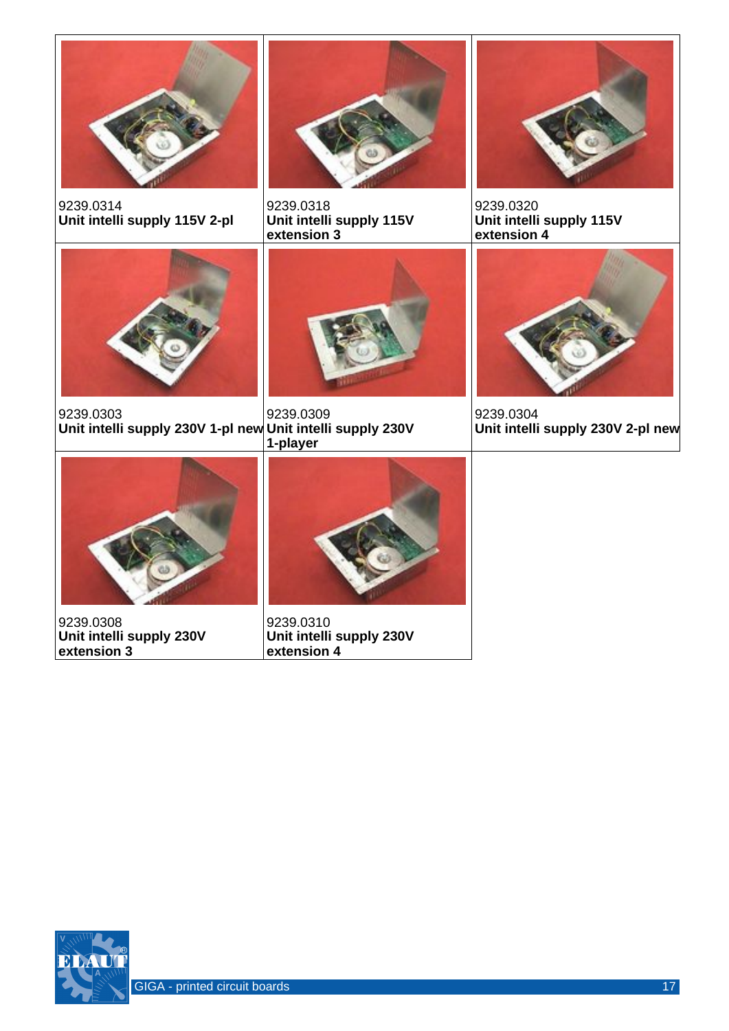| | | |
|---|---|---|
| 9239.0314<br>**Unit intelli supply 115V 2-pl** | 9239.0318<br>**Unit intelli supply 115V extension 3** | 9239.0320<br>**Unit intelli supply 115V extension 4** |
| 9239.0303<br>**Unit intelli supply 230V 1-pl new** | 9239.0309<br>**Unit intelli supply 230V 1-player** | 9239.0304<br>**Unit intelli supply 230V 2-pl new** |
| 9239.0308<br>**Unit intelli supply 230V extension 3** | 9239.0310<br>**Unit intelli supply 230V extension 4** | |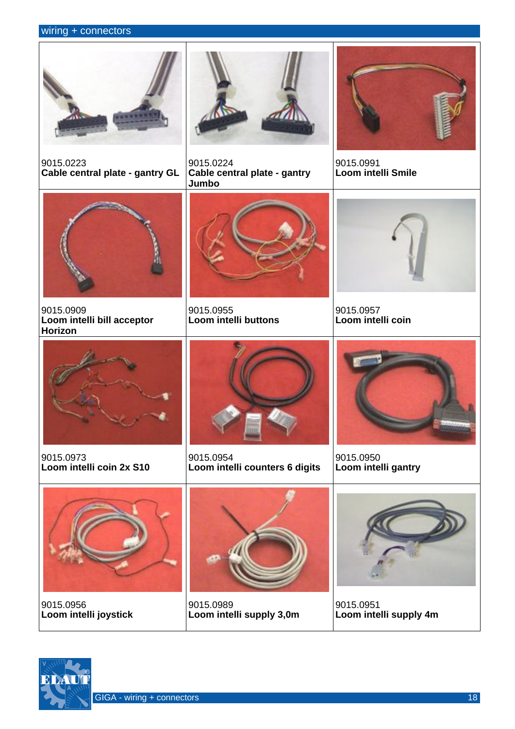## wiring + connectors

| | | |
|---|---|---|
| 9015.0223<br>**Cable central plate - gantry GL** | 9015.0224<br>**Cable central plate - gantry Jumbo** | 9015.0991<br>**Loom intelli Smile** |
| 9015.0909<br>**Loom intelli bill acceptor Horizon** | 9015.0955<br>**Loom intelli buttons** | 9015.0957<br>**Loom intelli coin** |
| 9015.0973<br>**Loom intelli coin 2x S10** | 9015.0954<br>**Loom intelli counters 6 digits** | 9015.0950<br>**Loom intelli gantry** |
| 9015.0956<br>**Loom intelli joystick** | 9015.0989<br>**Loom intelli supply 3,0m** | 9015.0951<br>**Loom intelli supply 4m** |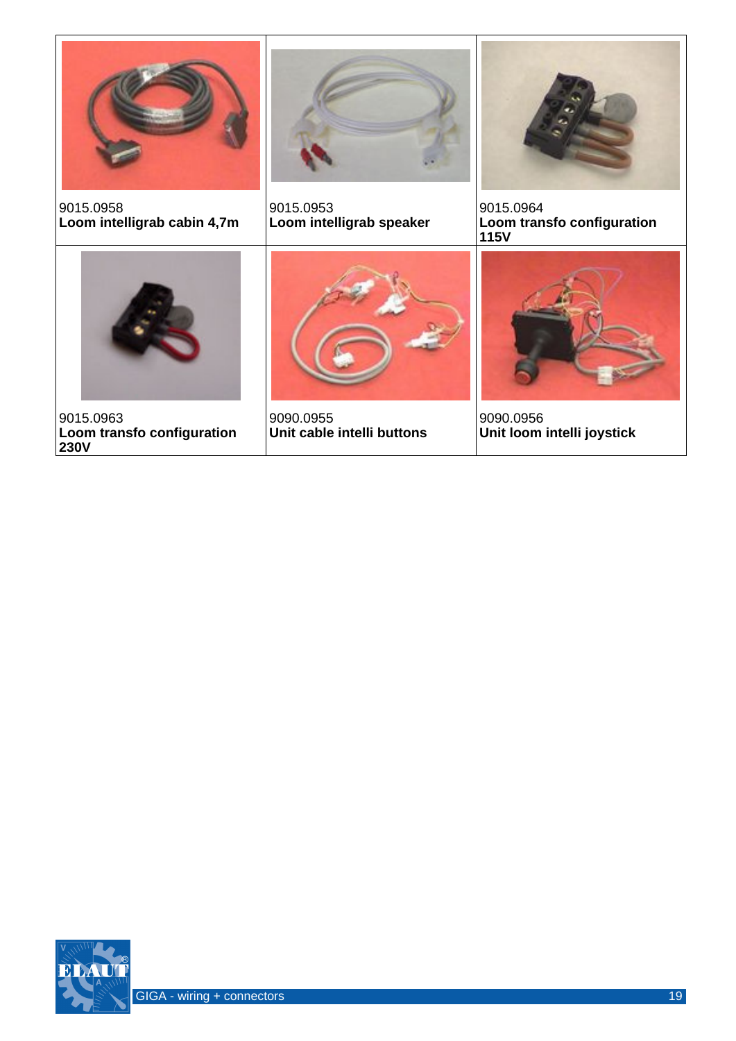| | | |
|---|---|---|
| 9015.0958<br>**Loom intelligrab cabin 4,7m** | 9015.0953<br>**Loom intelligrab speaker** | 9015.0964<br>**Loom transfo configuration 115V** |
| 9015.0963<br>**Loom transfo configuration 230V** | 9090.0955<br>**Unit cable intelli buttons** | 9090.0956<br>**Unit loom intelli joystick** |